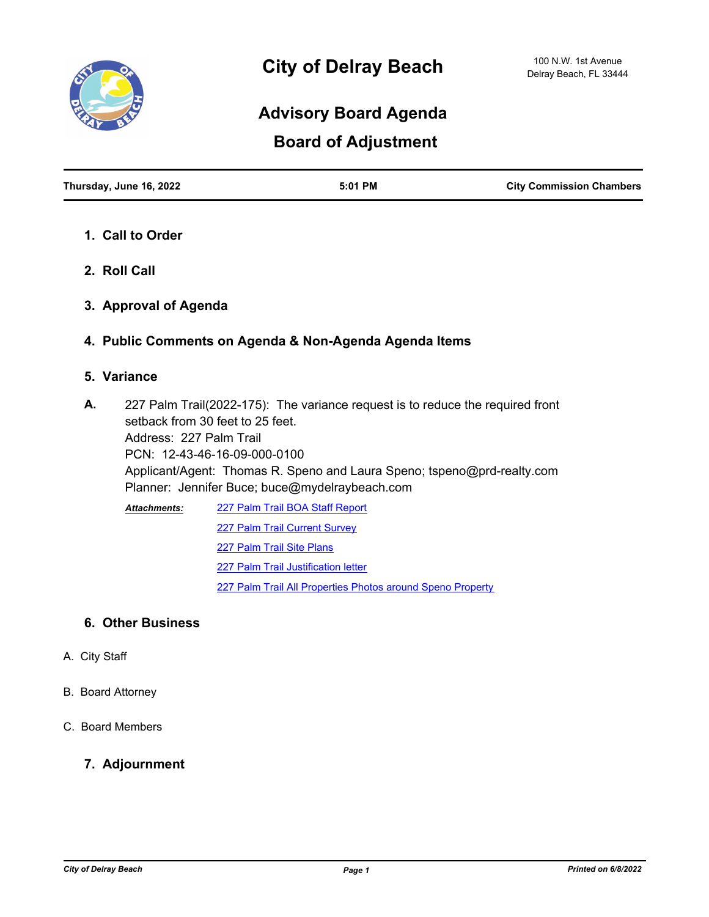# City of Delray Beach

100 N.W. 1st Avenue
Delray Beach, FL 33444

## Advisory Board Agenda

## Board of Adjustment

**Thursday, June 16, 2022** | **5:01 PM** | **City Commission Chambers**

### 1. Call to Order

### 2. Roll Call

### 3. Approval of Agenda

### 4. Public Comments on Agenda & Non-Agenda Agenda Items

### 5. Variance

**A.** 227 Palm Trail(2022-175): The variance request is to reduce the required front setback from 30 feet to 25 feet.
Address: 227 Palm Trail
PCN: 12-43-46-16-09-000-0100
Applicant/Agent: Thomas R. Speno and Laura Speno; tspeno@prd-realty.com
Planner: Jennifer Buce; buce@mydelraybeach.com

***Attachments:***
- 227 Palm Trail BOA Staff Report
- 227 Palm Trail Current Survey
- 227 Palm Trail Site Plans
- 227 Palm Trail Justification letter
- 227 Palm Trail All Properties Photos around Speno Property

### 6. Other Business

A. City Staff

B. Board Attorney

C. Board Members

### 7. Adjournment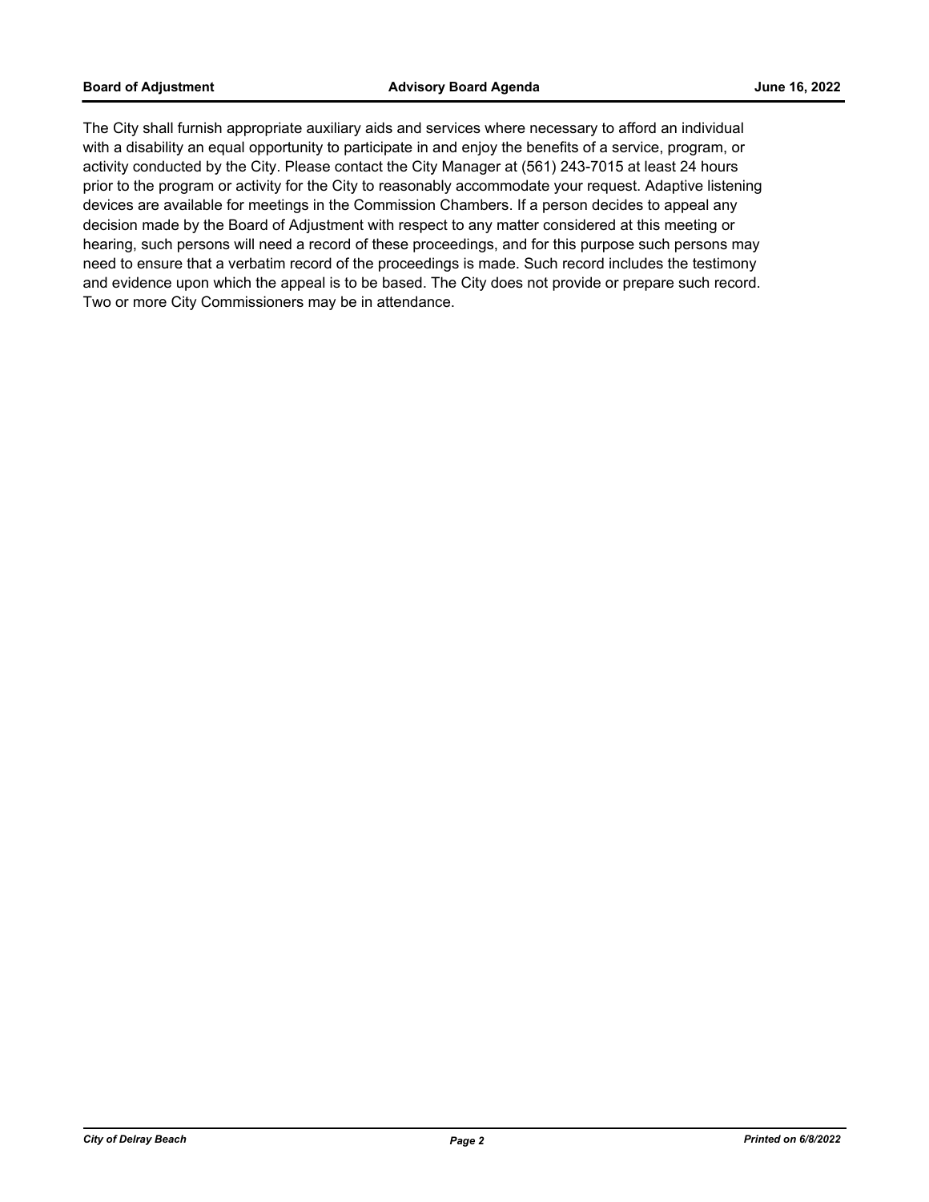The City shall furnish appropriate auxiliary aids and services where necessary to afford an individual with a disability an equal opportunity to participate in and enjoy the benefits of a service, program, or activity conducted by the City. Please contact the City Manager at (561) 243-7015 at least 24 hours prior to the program or activity for the City to reasonably accommodate your request. Adaptive listening devices are available for meetings in the Commission Chambers. If a person decides to appeal any decision made by the Board of Adjustment with respect to any matter considered at this meeting or hearing, such persons will need a record of these proceedings, and for this purpose such persons may need to ensure that a verbatim record of the proceedings is made. Such record includes the testimony and evidence upon which the appeal is to be based. The City does not provide or prepare such record. Two or more City Commissioners may be in attendance.